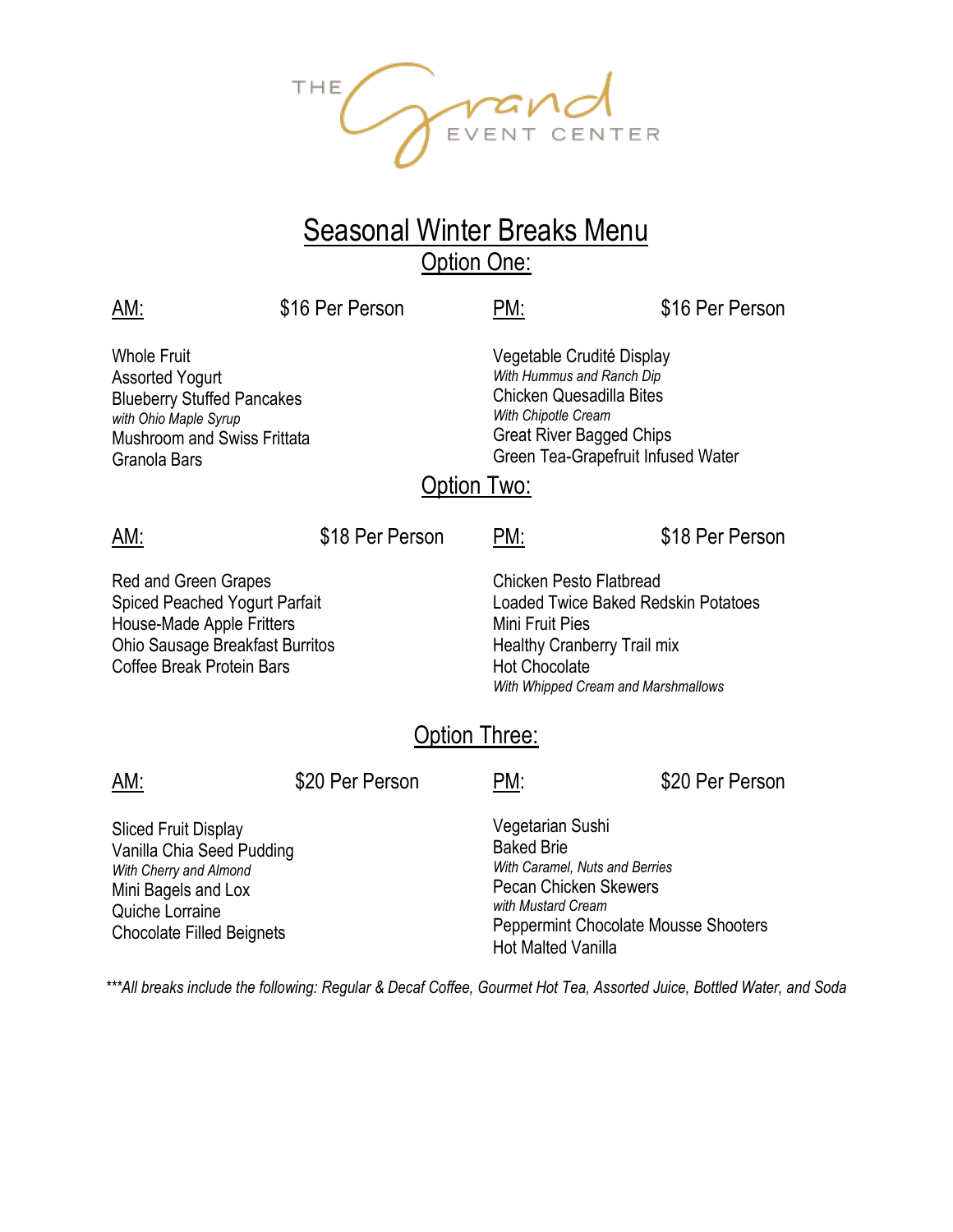THE Grand EVENT CENTER

# Seasonal Winter Breaks Menu

## Option One:

**AM:** $16 Per Person

Whole Fruit
Assorted Yogurt
Blueberry Stuffed Pancakes
*with Ohio Maple Syrup*
Mushroom and Swiss Frittata
Granola Bars

**PM:** $16 Per Person

Vegetable Crudité Display
*With Hummus and Ranch Dip*
Chicken Quesadilla Bites
*With Chipotle Cream*
Great River Bagged Chips
Green Tea-Grapefruit Infused Water

## Option Two:

**AM:** $18 Per Person

Red and Green Grapes
Spiced Peached Yogurt Parfait
House-Made Apple Fritters
Ohio Sausage Breakfast Burritos
Coffee Break Protein Bars

**PM:** $18 Per Person

Chicken Pesto Flatbread
Loaded Twice Baked Redskin Potatoes
Mini Fruit Pies
Healthy Cranberry Trail mix
Hot Chocolate
*With Whipped Cream and Marshmallows*

## Option Three:

**AM:** $20 Per Person

Sliced Fruit Display
Vanilla Chia Seed Pudding
*With Cherry and Almond*
Mini Bagels and Lox
Quiche Lorraine
Chocolate Filled Beignets

**PM:** $20 Per Person

Vegetarian Sushi
Baked Brie
*With Caramel, Nuts and Berries*
Pecan Chicken Skewers
*with Mustard Cream*
Peppermint Chocolate Mousse Shooters
Hot Malted Vanilla

****All breaks include the following: Regular & Decaf Coffee, Gourmet Hot Tea, Assorted Juice, Bottled Water, and Soda*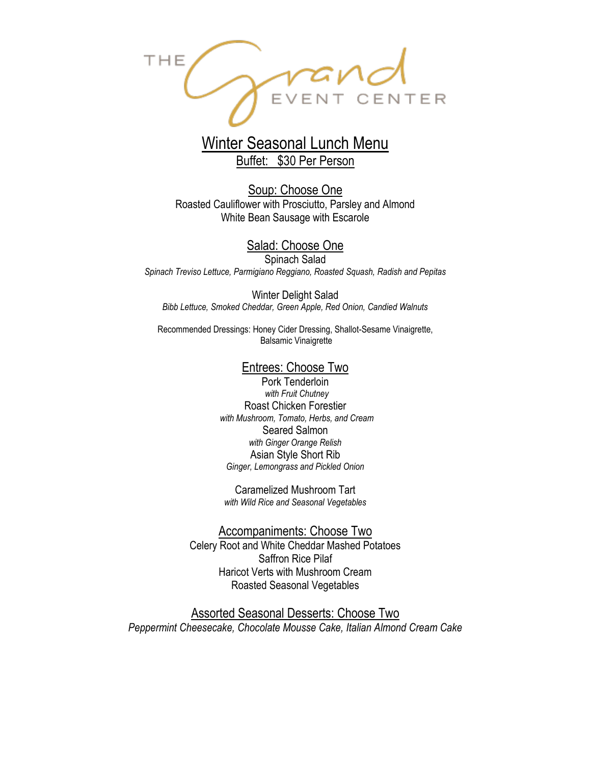THE Grand EVENT CENTER

# Winter Seasonal Lunch Menu

## Buffet: $30 Per Person

### Soup: Choose One

Roasted Cauliflower with Prosciutto, Parsley and Almond
White Bean Sausage with Escarole

### Salad: Choose One

Spinach Salad
*Spinach Treviso Lettuce, Parmigiano Reggiano, Roasted Squash, Radish and Pepitas*

Winter Delight Salad
*Bibb Lettuce, Smoked Cheddar, Green Apple, Red Onion, Candied Walnuts*

Recommended Dressings: Honey Cider Dressing, Shallot-Sesame Vinaigrette, Balsamic Vinaigrette

### Entrees: Choose Two

Pork Tenderloin
*with Fruit Chutney*
Roast Chicken Forestier
*with Mushroom, Tomato, Herbs, and Cream*
Seared Salmon
*with Ginger Orange Relish*
Asian Style Short Rib
*Ginger, Lemongrass and Pickled Onion*

Caramelized Mushroom Tart
*with Wild Rice and Seasonal Vegetables*

### Accompaniments: Choose Two

Celery Root and White Cheddar Mashed Potatoes
Saffron Rice Pilaf
Haricot Verts with Mushroom Cream
Roasted Seasonal Vegetables

### Assorted Seasonal Desserts: Choose Two

*Peppermint Cheesecake, Chocolate Mousse Cake, Italian Almond Cream Cake*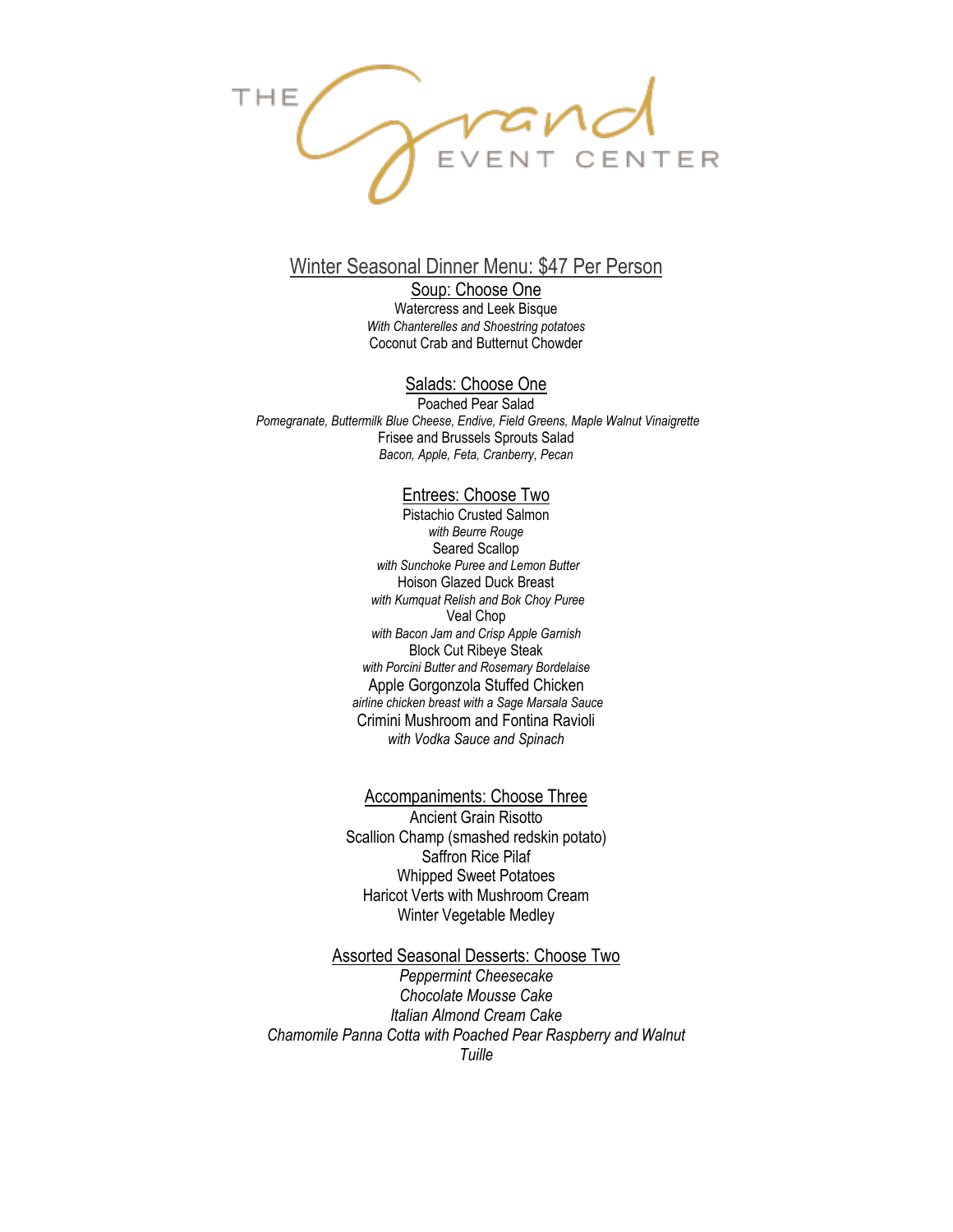THE Grand EVENT CENTER

## Winter Seasonal Dinner Menu: $47 Per Person

### Soup: Choose One

Watercress and Leek Bisque
*With Chanterelles and Shoestring potatoes*
Coconut Crab and Butternut Chowder

### Salads: Choose One

Poached Pear Salad
*Pomegranate, Buttermilk Blue Cheese, Endive, Field Greens, Maple Walnut Vinaigrette*
Frisee and Brussels Sprouts Salad
*Bacon, Apple, Feta, Cranberry, Pecan*

### Entrees: Choose Two

Pistachio Crusted Salmon
*with Beurre Rouge*
Seared Scallop
*with Sunchoke Puree and Lemon Butter*
Hoison Glazed Duck Breast
*with Kumquat Relish and Bok Choy Puree*
Veal Chop
*with Bacon Jam and Crisp Apple Garnish*
Block Cut Ribeye Steak
*with Porcini Butter and Rosemary Bordelaise*
Apple Gorgonzola Stuffed Chicken
*airline chicken breast with a Sage Marsala Sauce*
Crimini Mushroom and Fontina Ravioli
*with Vodka Sauce and Spinach*

### Accompaniments: Choose Three

Ancient Grain Risotto
Scallion Champ (smashed redskin potato)
Saffron Rice Pilaf
Whipped Sweet Potatoes
Haricot Verts with Mushroom Cream
Winter Vegetable Medley

### Assorted Seasonal Desserts: Choose Two

*Peppermint Cheesecake*
*Chocolate Mousse Cake*
*Italian Almond Cream Cake*
*Chamomile Panna Cotta with Poached Pear Raspberry and Walnut Tuille*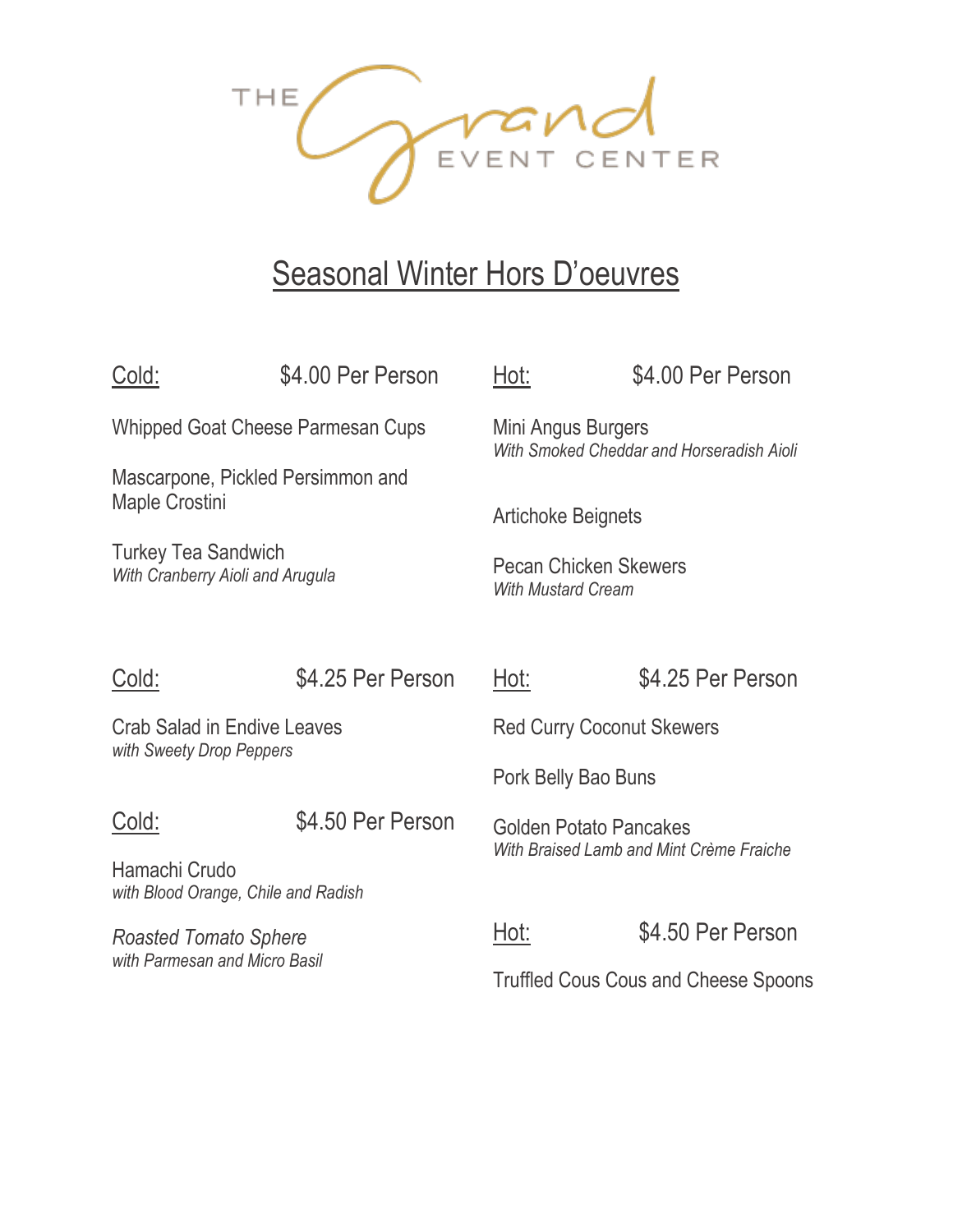THE Grand EVENT CENTER

# Seasonal Winter Hors D'oeuvres

## Cold: $4.00 Per Person

Whipped Goat Cheese Parmesan Cups

Mascarpone, Pickled Persimmon and Maple Crostini

Turkey Tea Sandwich
*With Cranberry Aioli and Arugula*

## Cold: $4.25 Per Person

Crab Salad in Endive Leaves
*with Sweety Drop Peppers*

## Cold: $4.50 Per Person

Hamachi Crudo
*with Blood Orange, Chile and Radish*

*Roasted Tomato Sphere*
*with Parmesan and Micro Basil*

## Hot: $4.00 Per Person

Mini Angus Burgers
*With Smoked Cheddar and Horseradish Aioli*

Artichoke Beignets

Pecan Chicken Skewers
*With Mustard Cream*

## Hot: $4.25 Per Person

Red Curry Coconut Skewers

Pork Belly Bao Buns

Golden Potato Pancakes
*With Braised Lamb and Mint Crème Fraiche*

## Hot: $4.50 Per Person

Truffled Cous Cous and Cheese Spoons